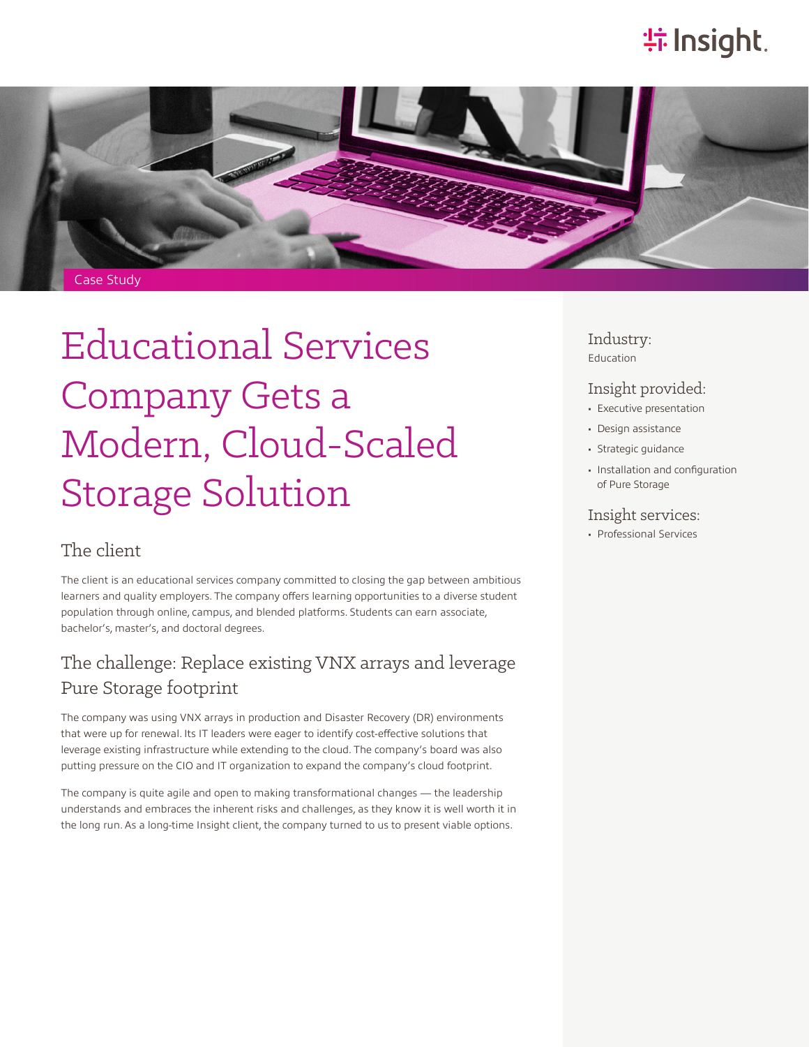Case Study

# Educational Services Company Gets a Modern, Cloud-Scaled Storage Solution

Industry:
Education

Insight provided:
- Executive presentation
- Design assistance
- Strategic guidance
- Installation and configuration of Pure Storage

Insight services:
- Professional Services

## The client

The client is an educational services company committed to closing the gap between ambitious learners and quality employers. The company offers learning opportunities to a diverse student population through online, campus, and blended platforms. Students can earn associate, bachelor's, master's, and doctoral degrees.

## The challenge: Replace existing VNX arrays and leverage Pure Storage footprint

The company was using VNX arrays in production and Disaster Recovery (DR) environments that were up for renewal. Its IT leaders were eager to identify cost-effective solutions that leverage existing infrastructure while extending to the cloud. The company's board was also putting pressure on the CIO and IT organization to expand the company's cloud footprint.

The company is quite agile and open to making transformational changes — the leadership understands and embraces the inherent risks and challenges, as they know it is well worth it in the long run. As a long-time Insight client, the company turned to us to present viable options.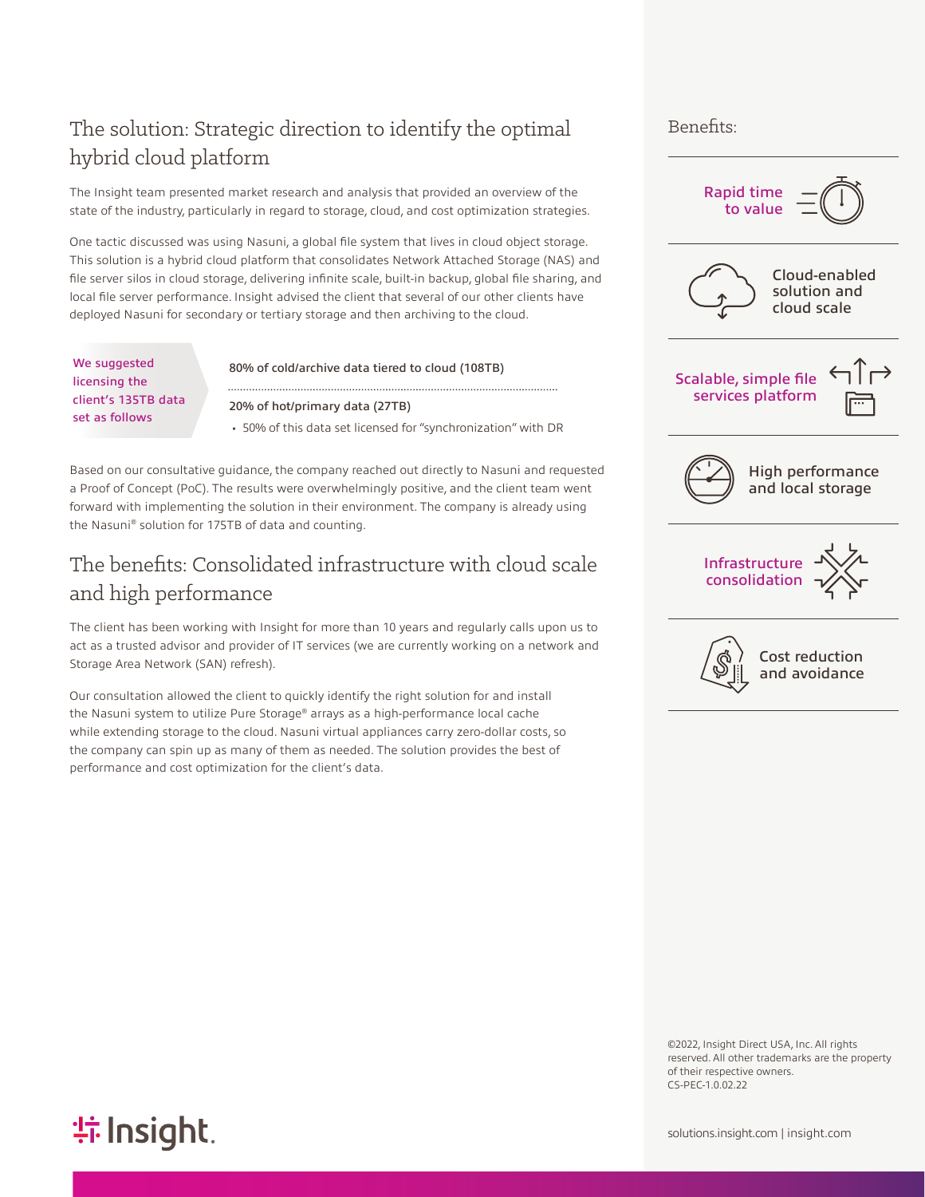## The solution: Strategic direction to identify the optimal hybrid cloud platform

The Insight team presented market research and analysis that provided an overview of the state of the industry, particularly in regard to storage, cloud, and cost optimization strategies.

One tactic discussed was using Nasuni, a global file system that lives in cloud object storage. This solution is a hybrid cloud platform that consolidates Network Attached Storage (NAS) and file server silos in cloud storage, delivering infinite scale, built-in backup, global file sharing, and local file server performance. Insight advised the client that several of our other clients have deployed Nasuni for secondary or tertiary storage and then archiving to the cloud.

We suggested licensing the client's 135TB data set as follows

80% of cold/archive data tiered to cloud (108TB)

20% of hot/primary data (27TB)

- 50% of this data set licensed for "synchronization" with DR

Based on our consultative guidance, the company reached out directly to Nasuni and requested a Proof of Concept (PoC). The results were overwhelmingly positive, and the client team went forward with implementing the solution in their environment. The company is already using the Nasuni® solution for 175TB of data and counting.

## The benefits: Consolidated infrastructure with cloud scale and high performance

The client has been working with Insight for more than 10 years and regularly calls upon us to act as a trusted advisor and provider of IT services (we are currently working on a network and Storage Area Network (SAN) refresh).

Our consultation allowed the client to quickly identify the right solution for and install the Nasuni system to utilize Pure Storage® arrays as a high-performance local cache while extending storage to the cloud. Nasuni virtual appliances carry zero-dollar costs, so the company can spin up as many of them as needed. The solution provides the best of performance and cost optimization for the client's data.

## Benefits:

- Rapid time to value
- Cloud-enabled solution and cloud scale
- Scalable, simple file services platform
- High performance and local storage
- Infrastructure consolidation
- Cost reduction and avoidance

©2022, Insight Direct USA, Inc. All rights reserved. All other trademarks are the property of their respective owners.
CS-PEC-1.0.02.22

solutions.insight.com | insight.com